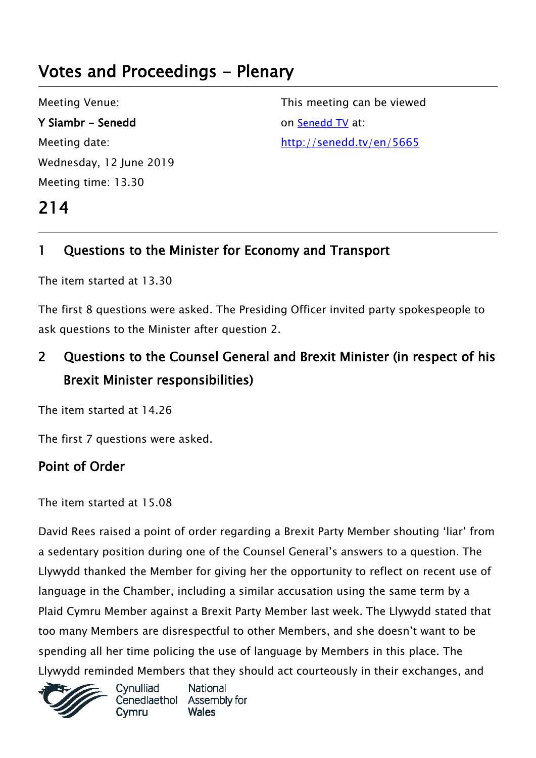# Votes and Proceedings - Plenary

Meeting Venue:
**Y Siambr - Senedd**
Meeting date:
Wednesday, 12 June 2019
Meeting time: 13.30

This meeting can be viewed on [Senedd TV](http://senedd.tv/en/5665) at:
http://senedd.tv/en/5665

# 214

## 1 Questions to the Minister for Economy and Transport

The item started at 13.30

The first 8 questions were asked. The Presiding Officer invited party spokespeople to ask questions to the Minister after question 2.

## 2 Questions to the Counsel General and Brexit Minister (in respect of his Brexit Minister responsibilities)

The item started at 14.26

The first 7 questions were asked.

### Point of Order

The item started at 15.08

David Rees raised a point of order regarding a Brexit Party Member shouting 'liar' from a sedentary position during one of the Counsel General's answers to a question. The Llywydd thanked the Member for giving her the opportunity to reflect on recent use of language in the Chamber, including a similar accusation using the same term by a Plaid Cymru Member against a Brexit Party Member last week. The Llywydd stated that too many Members are disrespectful to other Members, and she doesn't want to be spending all her time policing the use of language by Members in this place. The Llywydd reminded Members that they should act courteously in their exchanges, and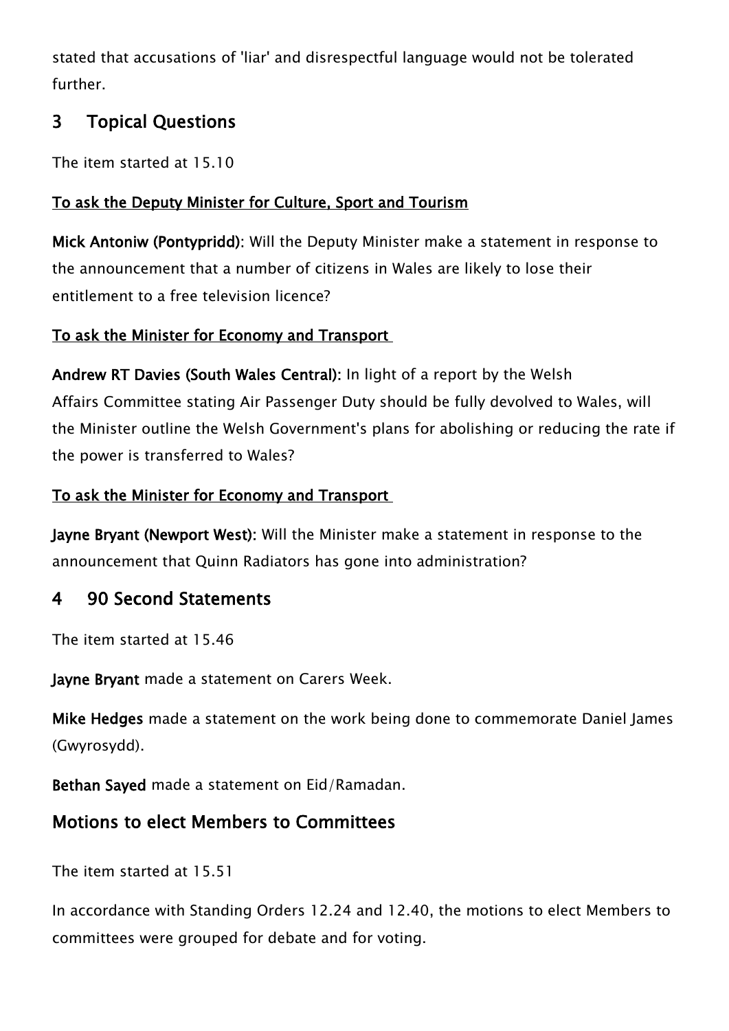stated that accusations of 'liar' and disrespectful language would not be tolerated further.

## 3 Topical Questions

The item started at 15.10

**To ask the Deputy Minister for Culture, Sport and Tourism**

**Mick Antoniw (Pontypridd)**: Will the Deputy Minister make a statement in response to the announcement that a number of citizens in Wales are likely to lose their entitlement to a free television licence?

**To ask the Minister for Economy and Transport**

**Andrew RT Davies (South Wales Central):** In light of a report by the Welsh Affairs Committee stating Air Passenger Duty should be fully devolved to Wales, will the Minister outline the Welsh Government's plans for abolishing or reducing the rate if the power is transferred to Wales?

**To ask the Minister for Economy and Transport**

**Jayne Bryant (Newport West):** Will the Minister make a statement in response to the announcement that Quinn Radiators has gone into administration?

## 4 90 Second Statements

The item started at 15.46

**Jayne Bryant** made a statement on Carers Week.

**Mike Hedges** made a statement on the work being done to commemorate Daniel James (Gwyrosydd).

**Bethan Sayed** made a statement on Eid/Ramadan.

## Motions to elect Members to Committees

The item started at 15.51

In accordance with Standing Orders 12.24 and 12.40, the motions to elect Members to committees were grouped for debate and for voting.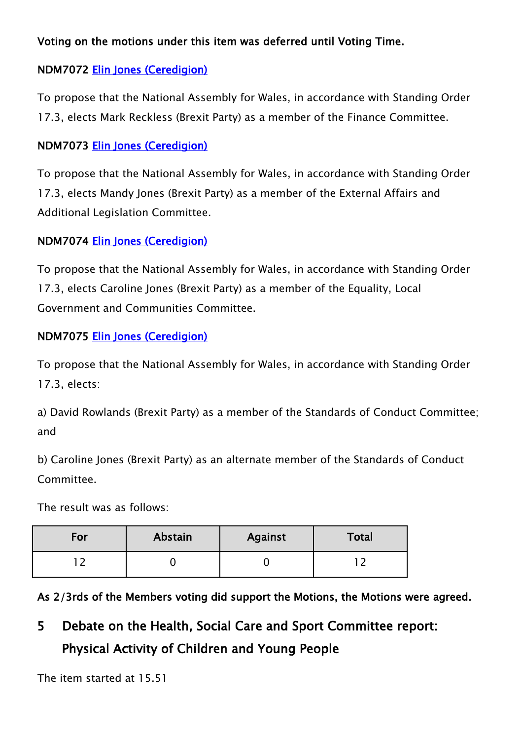**Voting on the motions under this item was deferred until Voting Time.**

**NDM7072** [Elin Jones (Ceredigion)]

To propose that the National Assembly for Wales, in accordance with Standing Order 17.3, elects Mark Reckless (Brexit Party) as a member of the Finance Committee.

**NDM7073** [Elin Jones (Ceredigion)]

To propose that the National Assembly for Wales, in accordance with Standing Order 17.3, elects Mandy Jones (Brexit Party) as a member of the External Affairs and Additional Legislation Committee.

**NDM7074** [Elin Jones (Ceredigion)]

To propose that the National Assembly for Wales, in accordance with Standing Order 17.3, elects Caroline Jones (Brexit Party) as a member of the Equality, Local Government and Communities Committee.

**NDM7075** [Elin Jones (Ceredigion)]

To propose that the National Assembly for Wales, in accordance with Standing Order 17.3, elects:

a) David Rowlands (Brexit Party) as a member of the Standards of Conduct Committee; and

b) Caroline Jones (Brexit Party) as an alternate member of the Standards of Conduct Committee.

The result was as follows:

| For | Abstain | Against | Total |
|---|---|---|---|
| 12 | 0 | 0 | 12 |

**As 2/3rds of the Members voting did support the Motions, the Motions were agreed.**

## 5 Debate on the Health, Social Care and Sport Committee report: Physical Activity of Children and Young People

The item started at 15.51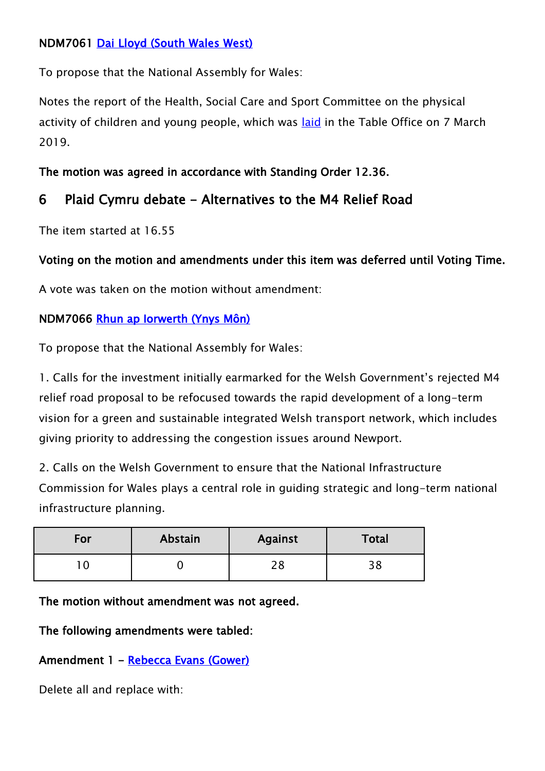**NDM7061** [Dai Lloyd (South Wales West)]

To propose that the National Assembly for Wales:

Notes the report of the Health, Social Care and Sport Committee on the physical activity of children and young people, which was [laid] in the Table Office on 7 March 2019.

**The motion was agreed in accordance with Standing Order 12.36.**

## 6 Plaid Cymru debate - Alternatives to the M4 Relief Road

The item started at 16.55

**Voting on the motion and amendments under this item was deferred until Voting Time.**

A vote was taken on the motion without amendment:

**NDM7066** [Rhun ap Iorwerth (Ynys Môn)]

To propose that the National Assembly for Wales:

1. Calls for the investment initially earmarked for the Welsh Government's rejected M4 relief road proposal to be refocused towards the rapid development of a long-term vision for a green and sustainable integrated Welsh transport network, which includes giving priority to addressing the congestion issues around Newport.

2. Calls on the Welsh Government to ensure that the National Infrastructure Commission for Wales plays a central role in guiding strategic and long-term national infrastructure planning.

| For | Abstain | Against | Total |
|---|---|---|---|
| 10 | 0 | 28 | 38 |

**The motion without amendment was not agreed.**

**The following amendments were tabled:**

**Amendment 1 -** [Rebecca Evans (Gower)]

Delete all and replace with: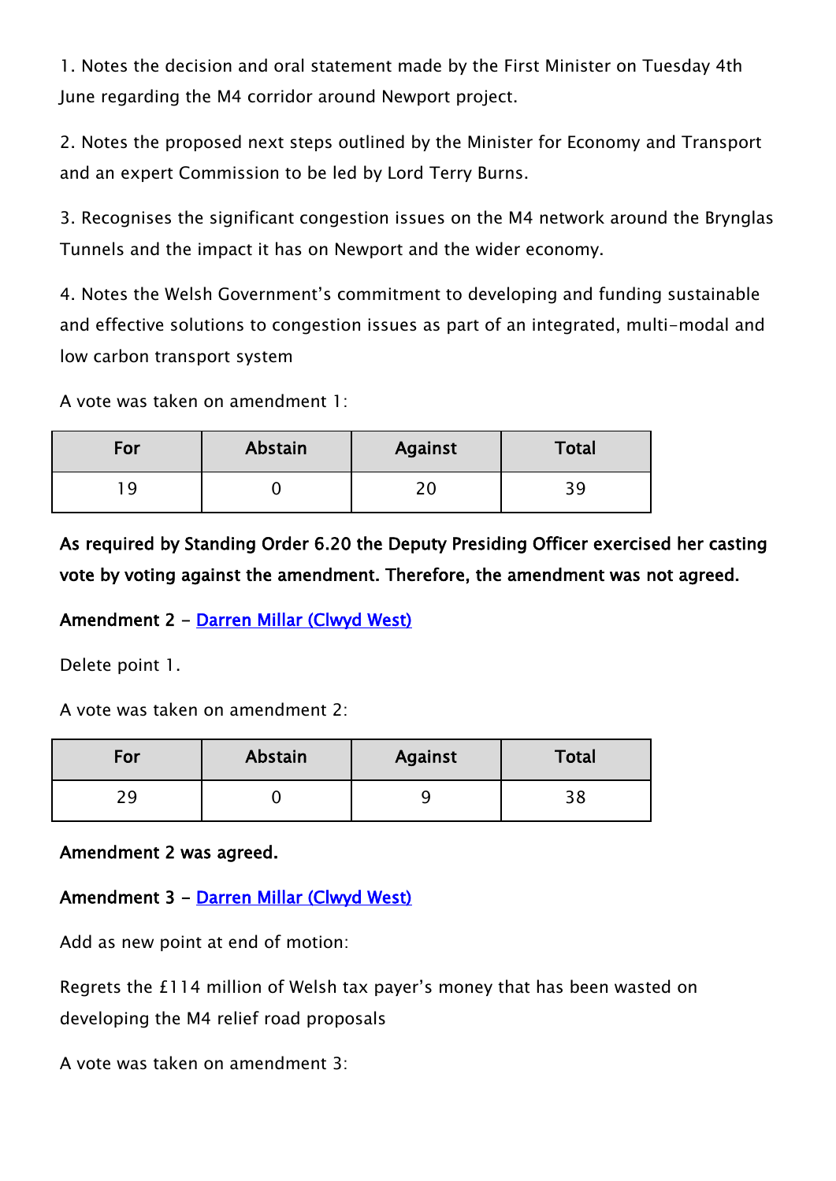1. Notes the decision and oral statement made by the First Minister on Tuesday 4th June regarding the M4 corridor around Newport project.

2. Notes the proposed next steps outlined by the Minister for Economy and Transport and an expert Commission to be led by Lord Terry Burns.

3. Recognises the significant congestion issues on the M4 network around the Brynglas Tunnels and the impact it has on Newport and the wider economy.

4. Notes the Welsh Government's commitment to developing and funding sustainable and effective solutions to congestion issues as part of an integrated, multi-modal and low carbon transport system

A vote was taken on amendment 1:

| For | Abstain | Against | Total |
|---|---|---|---|
| 19 | 0 | 20 | 39 |

**As required by Standing Order 6.20 the Deputy Presiding Officer exercised her casting vote by voting against the amendment. Therefore, the amendment was not agreed.**

**Amendment 2 - Darren Millar (Clwyd West)**

Delete point 1.

A vote was taken on amendment 2:

| For | Abstain | Against | Total |
|---|---|---|---|
| 29 | 0 | 9 | 38 |

**Amendment 2 was agreed.**

**Amendment 3 - Darren Millar (Clwyd West)**

Add as new point at end of motion:

Regrets the £114 million of Welsh tax payer's money that has been wasted on developing the M4 relief road proposals

A vote was taken on amendment 3: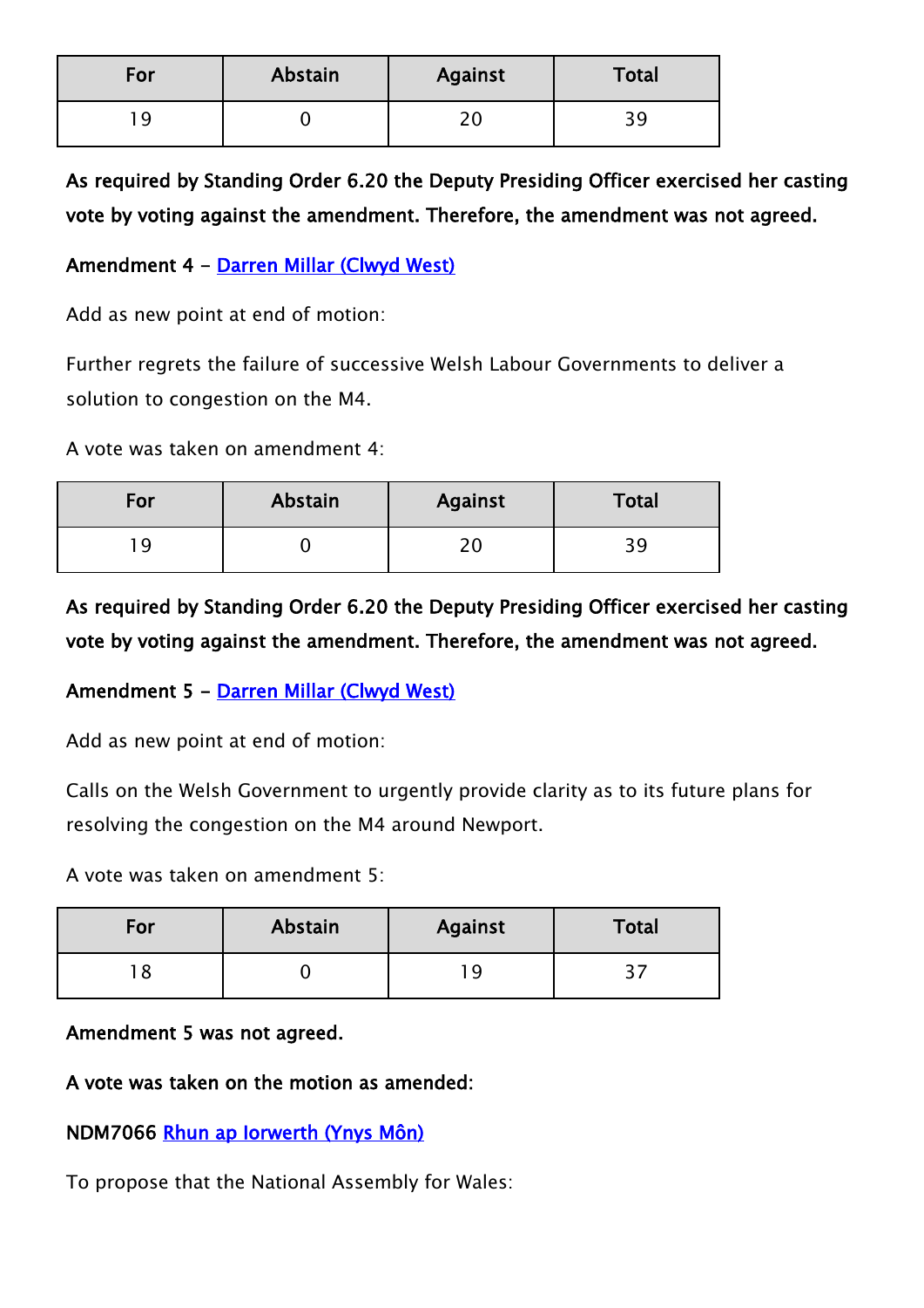| For | Abstain | Against | Total |
| --- | --- | --- | --- |
| 19 | 0 | 20 | 39 |

**As required by Standing Order 6.20 the Deputy Presiding Officer exercised her casting vote by voting against the amendment. Therefore, the amendment was not agreed.**

**Amendment 4 - [Darren Millar (Clwyd West)]**

Add as new point at end of motion:

Further regrets the failure of successive Welsh Labour Governments to deliver a solution to congestion on the M4.

A vote was taken on amendment 4:

| For | Abstain | Against | Total |
| --- | --- | --- | --- |
| 19 | 0 | 20 | 39 |

**As required by Standing Order 6.20 the Deputy Presiding Officer exercised her casting vote by voting against the amendment. Therefore, the amendment was not agreed.**

**Amendment 5 - [Darren Millar (Clwyd West)]**

Add as new point at end of motion:

Calls on the Welsh Government to urgently provide clarity as to its future plans for resolving the congestion on the M4 around Newport.

A vote was taken on amendment 5:

| For | Abstain | Against | Total |
| --- | --- | --- | --- |
| 18 | 0 | 19 | 37 |

**Amendment 5 was not agreed.**

**A vote was taken on the motion as amended:**

**NDM7066 [Rhun ap Iorwerth (Ynys Môn)]**

To propose that the National Assembly for Wales: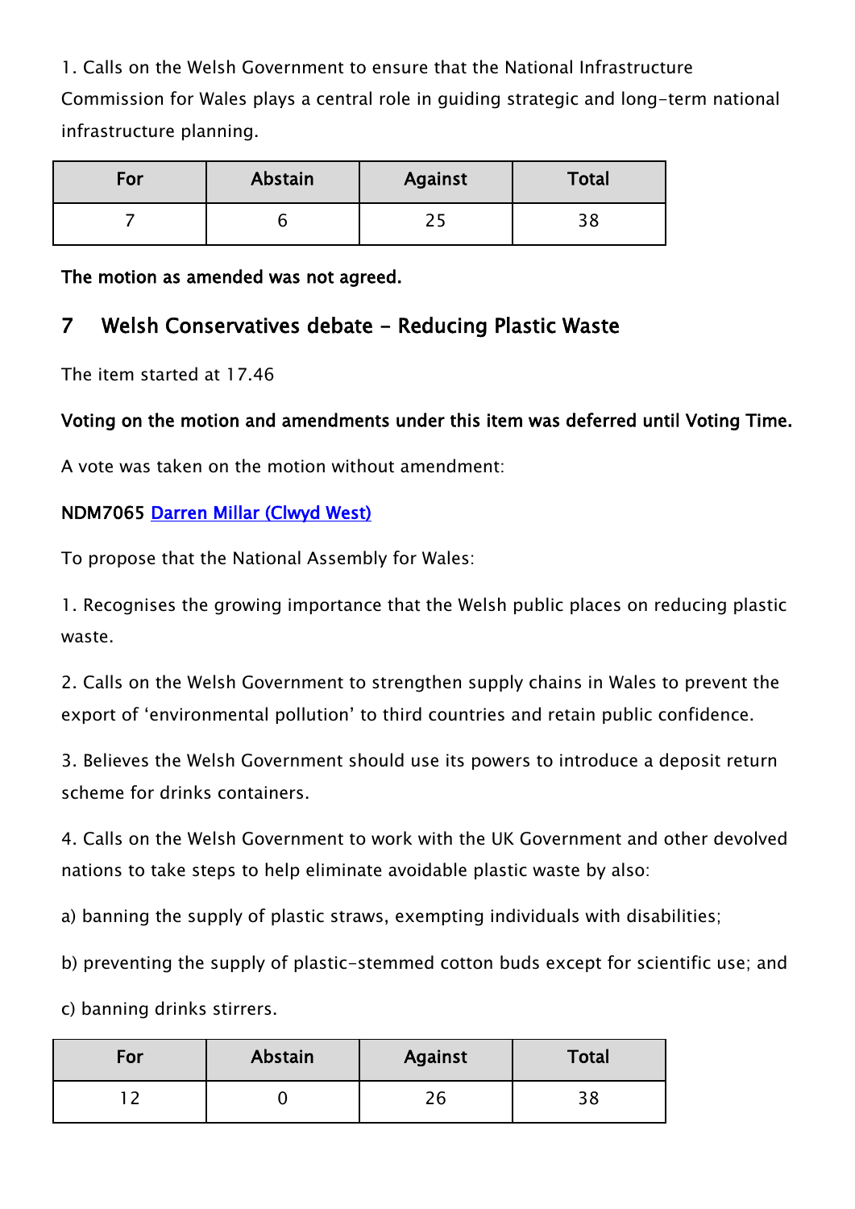1. Calls on the Welsh Government to ensure that the National Infrastructure Commission for Wales plays a central role in guiding strategic and long-term national infrastructure planning.

| For | Abstain | Against | Total |
|---|---|---|---|
| 7 | 6 | 25 | 38 |

**The motion as amended was not agreed.**

## 7 Welsh Conservatives debate - Reducing Plastic Waste

The item started at 17.46

**Voting on the motion and amendments under this item was deferred until Voting Time.**

A vote was taken on the motion without amendment:

**NDM7065** [Darren Millar (Clwyd West)]

To propose that the National Assembly for Wales:

1. Recognises the growing importance that the Welsh public places on reducing plastic waste.

2. Calls on the Welsh Government to strengthen supply chains in Wales to prevent the export of 'environmental pollution' to third countries and retain public confidence.

3. Believes the Welsh Government should use its powers to introduce a deposit return scheme for drinks containers.

4. Calls on the Welsh Government to work with the UK Government and other devolved nations to take steps to help eliminate avoidable plastic waste by also:

a) banning the supply of plastic straws, exempting individuals with disabilities;

b) preventing the supply of plastic-stemmed cotton buds except for scientific use; and

c) banning drinks stirrers.

| For | Abstain | Against | Total |
|---|---|---|---|
| 12 | 0 | 26 | 38 |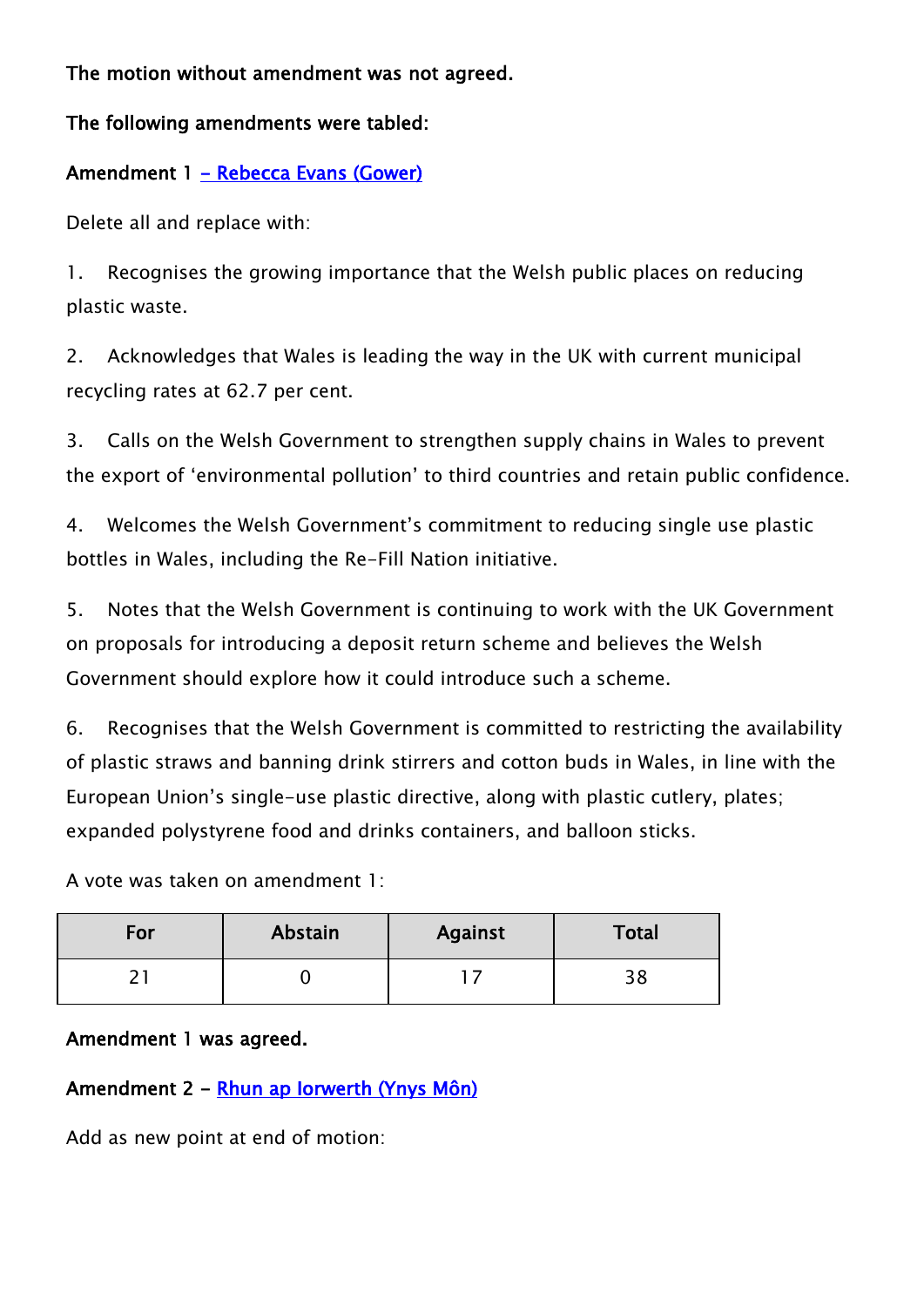**The motion without amendment was not agreed.**

**The following amendments were tabled:**

**Amendment 1 [– Rebecca Evans (Gower)]**

Delete all and replace with:

1. Recognises the growing importance that the Welsh public places on reducing plastic waste.

2. Acknowledges that Wales is leading the way in the UK with current municipal recycling rates at 62.7 per cent.

3. Calls on the Welsh Government to strengthen supply chains in Wales to prevent the export of 'environmental pollution' to third countries and retain public confidence.

4. Welcomes the Welsh Government's commitment to reducing single use plastic bottles in Wales, including the Re-Fill Nation initiative.

5. Notes that the Welsh Government is continuing to work with the UK Government on proposals for introducing a deposit return scheme and believes the Welsh Government should explore how it could introduce such a scheme.

6. Recognises that the Welsh Government is committed to restricting the availability of plastic straws and banning drink stirrers and cotton buds in Wales, in line with the European Union's single-use plastic directive, along with plastic cutlery, plates; expanded polystyrene food and drinks containers, and balloon sticks.

A vote was taken on amendment 1:

| For | Abstain | Against | Total |
|---|---|---|---|
| 21 | 0 | 17 | 38 |

**Amendment 1 was agreed.**

**Amendment 2 – [Rhun ap Iorwerth (Ynys Môn)]**

Add as new point at end of motion: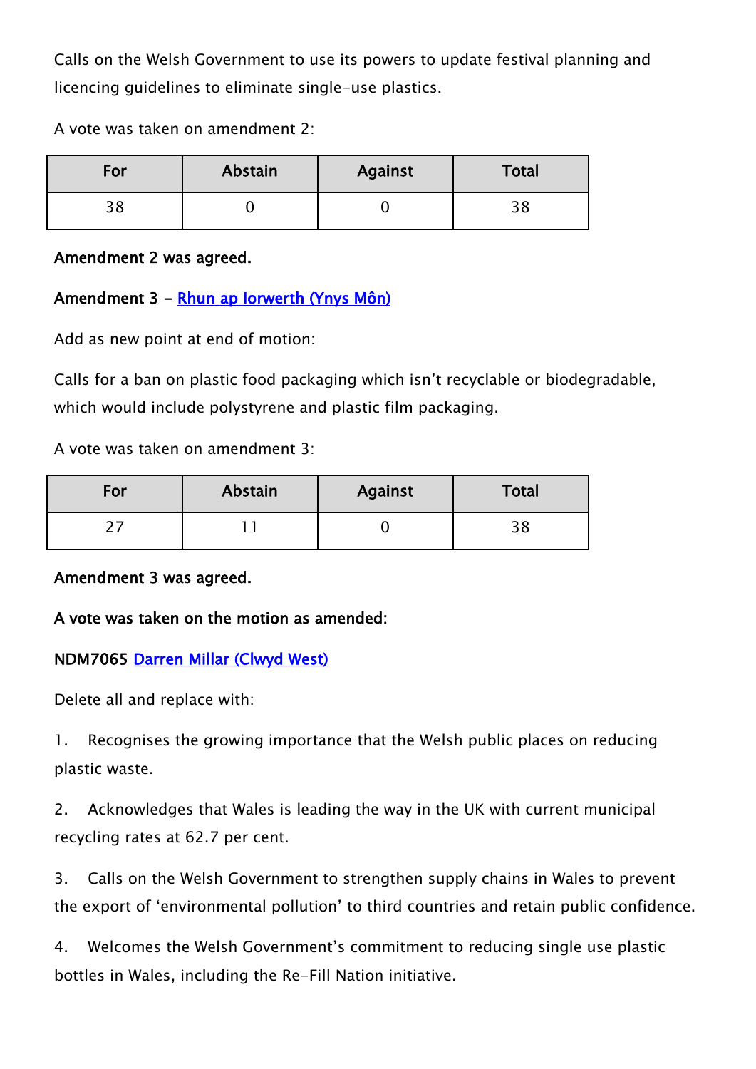Calls on the Welsh Government to use its powers to update festival planning and licencing guidelines to eliminate single-use plastics.

A vote was taken on amendment 2:

| For | Abstain | Against | Total |
| --- | --- | --- | --- |
| 38 | 0 | 0 | 38 |

**Amendment 2 was agreed.**

**Amendment 3 - Rhun ap Iorwerth (Ynys Môn)**

Add as new point at end of motion:

Calls for a ban on plastic food packaging which isn't recyclable or biodegradable, which would include polystyrene and plastic film packaging.

A vote was taken on amendment 3:

| For | Abstain | Against | Total |
| --- | --- | --- | --- |
| 27 | 11 | 0 | 38 |

**Amendment 3 was agreed.**

**A vote was taken on the motion as amended:**

**NDM7065 Darren Millar (Clwyd West)**

Delete all and replace with:

1. Recognises the growing importance that the Welsh public places on reducing plastic waste.

2. Acknowledges that Wales is leading the way in the UK with current municipal recycling rates at 62.7 per cent.

3. Calls on the Welsh Government to strengthen supply chains in Wales to prevent the export of 'environmental pollution' to third countries and retain public confidence.

4. Welcomes the Welsh Government's commitment to reducing single use plastic bottles in Wales, including the Re-Fill Nation initiative.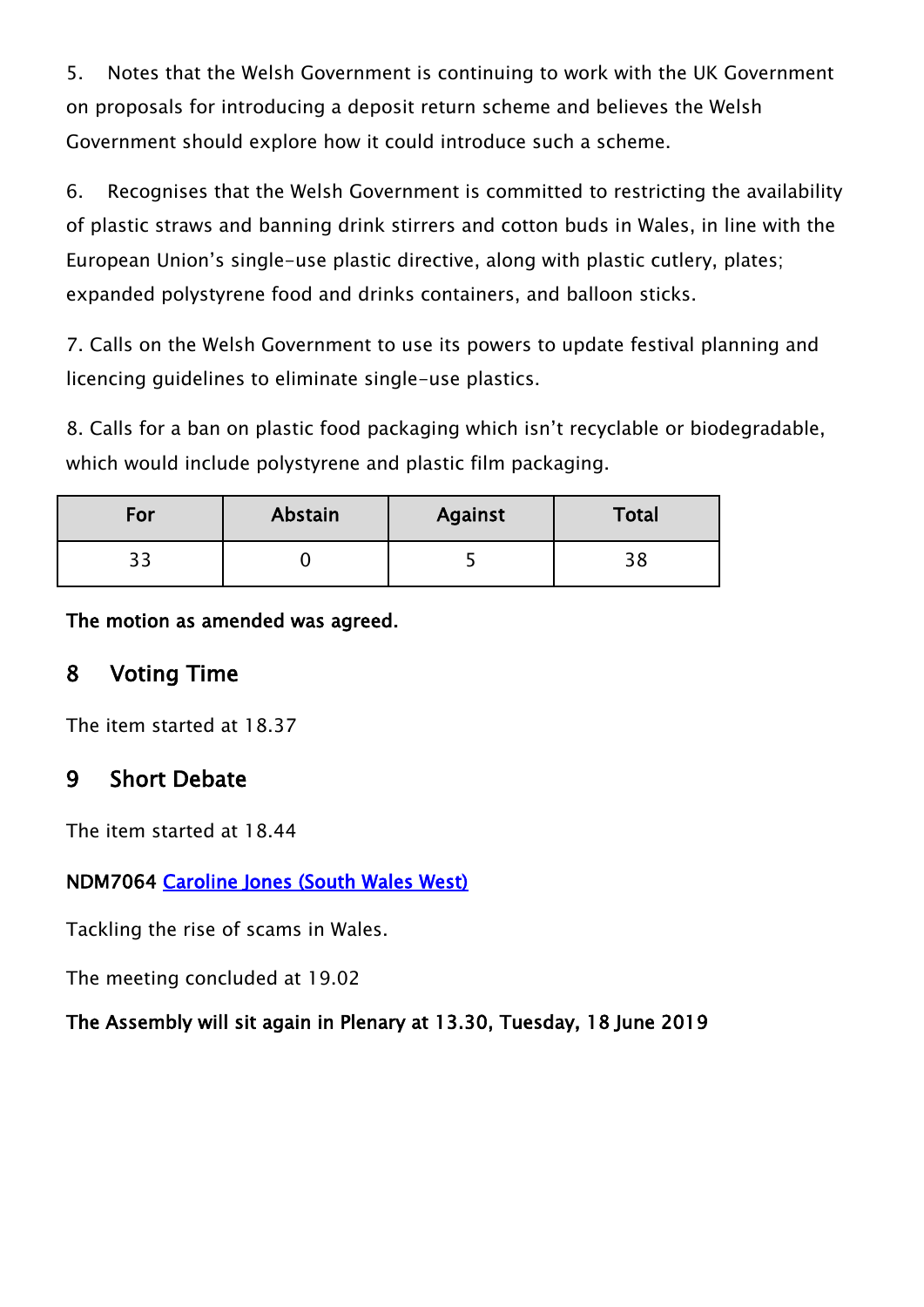5. Notes that the Welsh Government is continuing to work with the UK Government on proposals for introducing a deposit return scheme and believes the Welsh Government should explore how it could introduce such a scheme.

6. Recognises that the Welsh Government is committed to restricting the availability of plastic straws and banning drink stirrers and cotton buds in Wales, in line with the European Union's single-use plastic directive, along with plastic cutlery, plates; expanded polystyrene food and drinks containers, and balloon sticks.

7. Calls on the Welsh Government to use its powers to update festival planning and licencing guidelines to eliminate single-use plastics.

8. Calls for a ban on plastic food packaging which isn't recyclable or biodegradable, which would include polystyrene and plastic film packaging.

| For | Abstain | Against | Total |
|---|---|---|---|
| 33 | 0 | 5 | 38 |

**The motion as amended was agreed.**

## 8 Voting Time

The item started at 18.37

## 9 Short Debate

The item started at 18.44

**NDM7064** [Caroline Jones (South Wales West)]

Tackling the rise of scams in Wales.

The meeting concluded at 19.02

**The Assembly will sit again in Plenary at 13.30, Tuesday, 18 June 2019**